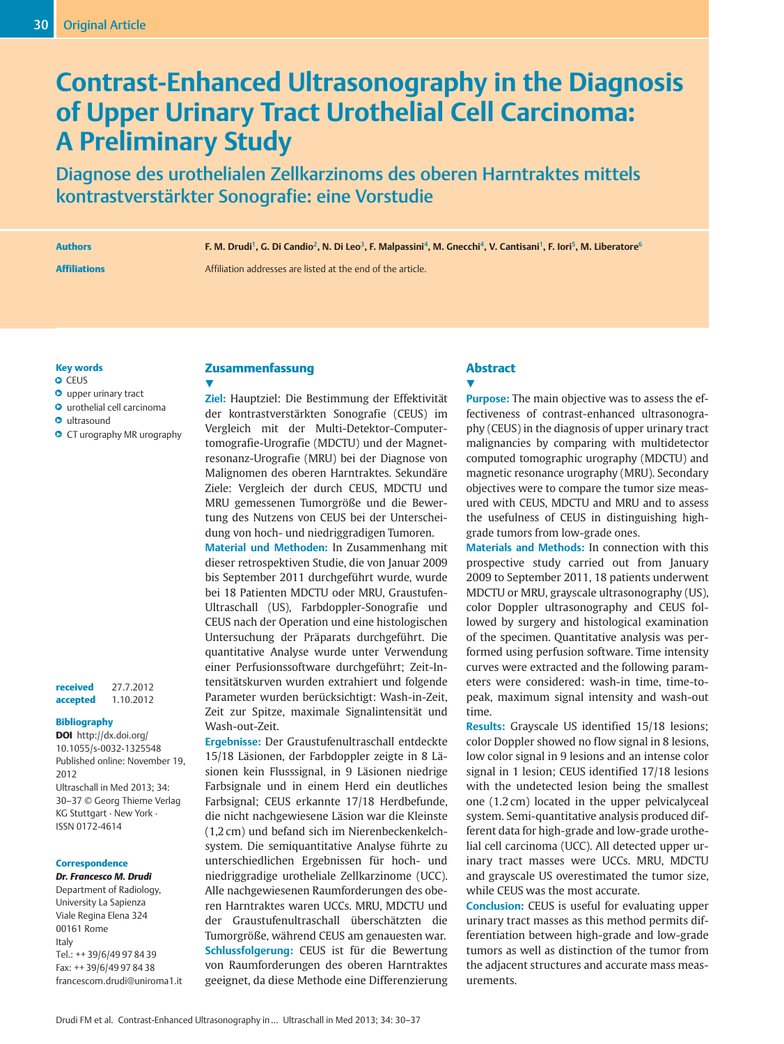Original Article

# Contrast-Enhanced Ultrasonography in the Diagnosis of Upper Urinary Tract Urothelial Cell Carcinoma: A Preliminary Study

## Diagnose des urothelialen Zellkarzinoms des oberen Harntraktes mittels kontrastverstärkter Sonografie: eine Vorstudie

**Authors** F. M. Drudi[1], G. Di Candio[2], N. Di Leo[3], F. Malpassini[4], M. Gnecchi[4], V. Cantisani[1], F. Iori[5], M. Liberatore[6]

**Affiliations** Affiliation addresses are listed at the end of the article.

**Key words**
- CEUS
- upper urinary tract
- urothelial cell carcinoma
- ultrasound
- CT urography MR urography

**received** 27.7.2012
**accepted** 1.10.2012

**Bibliography**
**DOI** http://dx.doi.org/10.1055/s-0032-1325548
Published online: November 19, 2012
Ultraschall in Med 2013; 34: 30–37 © Georg Thieme Verlag KG Stuttgart · New York · ISSN 0172-4614

**Correspondence**
***Dr. Francesco M. Drudi***
Department of Radiology, University La Sapienza
Viale Regina Elena 324
00161 Rome
Italy
Tel.: ++ 39/6/49 97 84 39
Fax: ++ 39/6/49 97 84 38
francescom.drudi@uniroma1.it

## Zusammenfassung

**Ziel:** Hauptziel: Die Bestimmung der Effektivität der kontrastverstärkten Sonografie (CEUS) im Vergleich mit der Multi-Detektor-Computertomografie-Urografie (MDCTU) und der Magnetresonanz-Urografie (MRU) bei der Diagnose von Malignomen des oberen Harntraktes. Sekundäre Ziele: Vergleich der durch CEUS, MDCTU und MRU gemessenen Tumorgröße und die Bewertung des Nutzens von CEUS bei der Unterscheidung von hoch- und niedriggradigen Tumoren.

**Material und Methoden:** In Zusammenhang mit dieser retrospektiven Studie, die von Januar 2009 bis September 2011 durchgeführt wurde, wurde bei 18 Patienten MDCTU oder MRU, Graustufen-Ultraschall (US), Farbdoppler-Sonografie und CEUS nach der Operation und eine histologischen Untersuchung der Präparats durchgeführt. Die quantitative Analyse wurde unter Verwendung einer Perfusionssoftware durchgeführt; Zeit-Intensitätskurven wurden extrahiert und folgende Parameter wurden berücksichtigt: Wash-in-Zeit, Zeit zur Spitze, maximale Signalintensität und Wash-out-Zeit.

**Ergebnisse:** Der Graustufenultraschall entdeckte 15/18 Läsionen, der Farbdoppler zeigte in 8 Läsionen kein Flusssignal, in 9 Läsionen niedrige Farbsignale und in einem Herd ein deutliches Farbsignal; CEUS erkannte 17/18 Herdbefunde, die nicht nachgewiesene Läsion war die Kleinste (1,2 cm) und befand sich im Nierenbeckenkelchsystem. Die semiquantitative Analyse führte zu unterschiedlichen Ergebnissen für hoch- und niedriggradige urotheliale Zellkarzinome (UCC). Alle nachgewiesenen Raumforderungen des oberen Harntraktes waren UCCs. MRU, MDCTU und der Graustufenultraschall überschätzten die Tumorgröße, während CEUS am genauesten war.

**Schlussfolgerung:** CEUS ist für die Bewertung von Raumforderungen des oberen Harntraktes geeignet, da diese Methode eine Differenzierung

## Abstract

**Purpose:** The main objective was to assess the effectiveness of contrast-enhanced ultrasonography (CEUS) in the diagnosis of upper urinary tract malignancies by comparing with multidetector computed tomographic urography (MDCTU) and magnetic resonance urography (MRU). Secondary objectives were to compare the tumor size measured with CEUS, MDCTU and MRU and to assess the usefulness of CEUS in distinguishing high-grade tumors from low-grade ones.

**Materials and Methods:** In connection with this prospective study carried out from January 2009 to September 2011, 18 patients underwent MDCTU or MRU, grayscale ultrasonography (US), color Doppler ultrasonography and CEUS followed by surgery and histological examination of the specimen. Quantitative analysis was performed using perfusion software. Time intensity curves were extracted and the following parameters were considered: wash-in time, time-to-peak, maximum signal intensity and wash-out time.

**Results:** Grayscale US identified 15/18 lesions; color Doppler showed no flow signal in 8 lesions, low color signal in 9 lesions and an intense color signal in 1 lesion; CEUS identified 17/18 lesions with the undetected lesion being the smallest one (1.2 cm) located in the upper pelvicalyceal system. Semi-quantitative analysis produced different data for high-grade and low-grade urothelial cell carcinoma (UCC). All detected upper urinary tract masses were UCCs. MRU, MDCTU and grayscale US overestimated the tumor size, while CEUS was the most accurate.

**Conclusion:** CEUS is useful for evaluating upper urinary tract masses as this method permits differentiation between high-grade and low-grade tumors as well as distinction of the tumor from the adjacent structures and accurate mass measurements.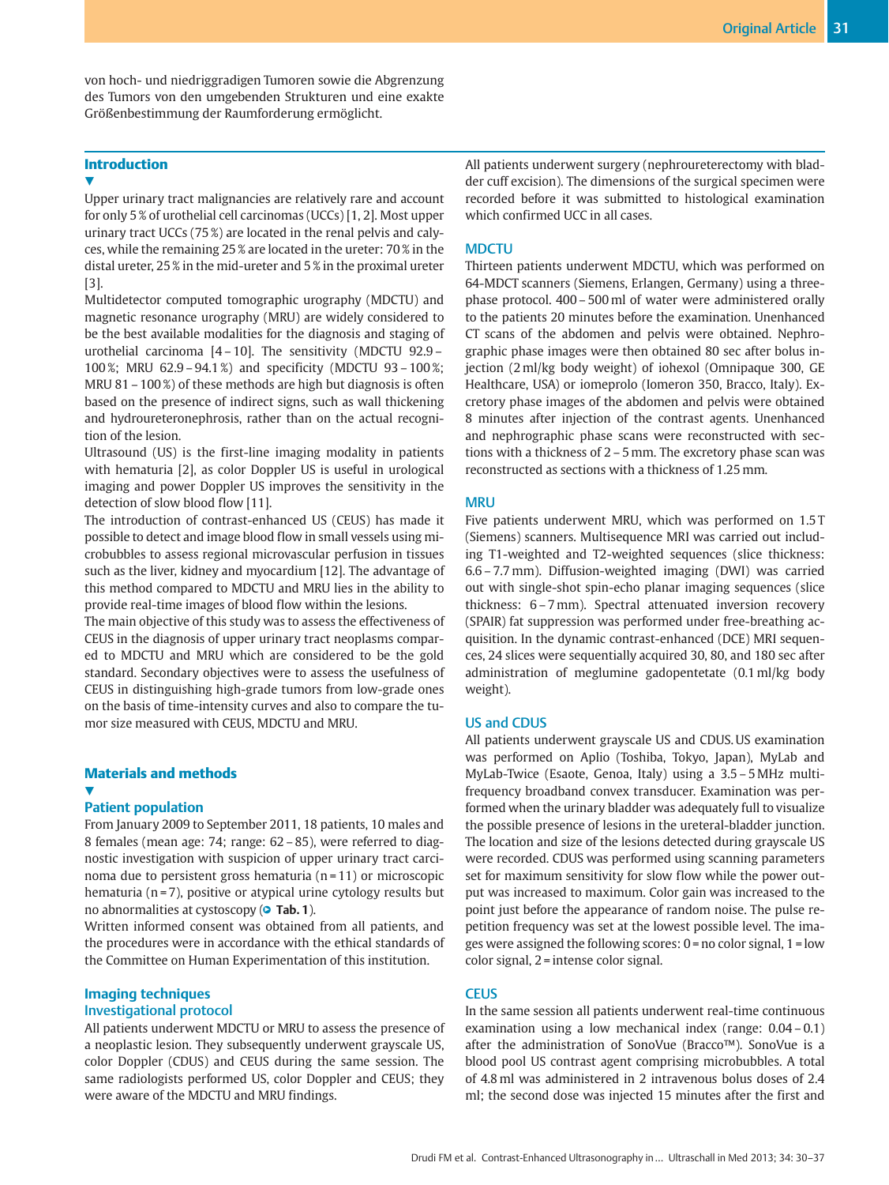von hoch- und niedriggradigen Tumoren sowie die Abgrenzung des Tumors von den umgebenden Strukturen und eine exakte Größenbestimmung der Raumforderung ermöglicht.

## Introduction

Upper urinary tract malignancies are relatively rare and account for only 5 % of urothelial cell carcinomas (UCCs) [1, 2]. Most upper urinary tract UCCs (75 %) are located in the renal pelvis and calyces, while the remaining 25 % are located in the ureter: 70 % in the distal ureter, 25 % in the mid-ureter and 5 % in the proximal ureter [3].

Multidetector computed tomographic urography (MDCTU) and magnetic resonance urography (MRU) are widely considered to be the best available modalities for the diagnosis and staging of urothelial carcinoma [4 – 10]. The sensitivity (MDCTU 92.9 – 100 %; MRU 62.9 – 94.1 %) and specificity (MDCTU 93 – 100 %; MRU 81 – 100 %) of these methods are high but diagnosis is often based on the presence of indirect signs, such as wall thickening and hydroureteronephrosis, rather than on the actual recognition of the lesion.

Ultrasound (US) is the first-line imaging modality in patients with hematuria [2], as color Doppler US is useful in urological imaging and power Doppler US improves the sensitivity in the detection of slow blood flow [11].

The introduction of contrast-enhanced US (CEUS) has made it possible to detect and image blood flow in small vessels using microbubbles to assess regional microvascular perfusion in tissues such as the liver, kidney and myocardium [12]. The advantage of this method compared to MDCTU and MRU lies in the ability to provide real-time images of blood flow within the lesions.

The main objective of this study was to assess the effectiveness of CEUS in the diagnosis of upper urinary tract neoplasms compared to MDCTU and MRU which are considered to be the gold standard. Secondary objectives were to assess the usefulness of CEUS in distinguishing high-grade tumors from low-grade ones on the basis of time-intensity curves and also to compare the tumor size measured with CEUS, MDCTU and MRU.

## Materials and methods

### Patient population

From January 2009 to September 2011, 18 patients, 10 males and 8 females (mean age: 74; range: 62 – 85), were referred to diagnostic investigation with suspicion of upper urinary tract carcinoma due to persistent gross hematuria (n = 11) or microscopic hematuria (n = 7), positive or atypical urine cytology results but no abnormalities at cystoscopy (**Tab. 1**).

Written informed consent was obtained from all patients, and the procedures were in accordance with the ethical standards of the Committee on Human Experimentation of this institution.

### Imaging techniques

### Investigational protocol

All patients underwent MDCTU or MRU to assess the presence of a neoplastic lesion. They subsequently underwent grayscale US, color Doppler (CDUS) and CEUS during the same session. The same radiologists performed US, color Doppler and CEUS; they were aware of the MDCTU and MRU findings.

All patients underwent surgery (nephroureterectomy with bladder cuff excision). The dimensions of the surgical specimen were recorded before it was submitted to histological examination which confirmed UCC in all cases.

### MDCTU

Thirteen patients underwent MDCTU, which was performed on 64-MDCT scanners (Siemens, Erlangen, Germany) using a three-phase protocol. 400 – 500 ml of water were administered orally to the patients 20 minutes before the examination. Unenhanced CT scans of the abdomen and pelvis were obtained. Nephrographic phase images were then obtained 80 sec after bolus injection (2 ml/kg body weight) of iohexol (Omnipaque 300, GE Healthcare, USA) or iomeprolo (Iomeron 350, Bracco, Italy). Excretory phase images of the abdomen and pelvis were obtained 8 minutes after injection of the contrast agents. Unenhanced and nephrographic phase scans were reconstructed with sections with a thickness of 2 – 5 mm. The excretory phase scan was reconstructed as sections with a thickness of 1.25 mm.

### MRU

Five patients underwent MRU, which was performed on 1.5 T (Siemens) scanners. Multisequence MRI was carried out including T1-weighted and T2-weighted sequences (slice thickness: 6.6 – 7.7 mm). Diffusion-weighted imaging (DWI) was carried out with single-shot spin-echo planar imaging sequences (slice thickness: 6 – 7 mm). Spectral attenuated inversion recovery (SPAIR) fat suppression was performed under free-breathing acquisition. In the dynamic contrast-enhanced (DCE) MRI sequences, 24 slices were sequentially acquired 30, 80, and 180 sec after administration of meglumine gadopentetate (0.1 ml/kg body weight).

### US and CDUS

All patients underwent grayscale US and CDUS. US examination was performed on Aplio (Toshiba, Tokyo, Japan), MyLab and MyLab-Twice (Esaote, Genoa, Italy) using a 3.5 – 5 MHz multifrequency broadband convex transducer. Examination was performed when the urinary bladder was adequately full to visualize the possible presence of lesions in the ureteral-bladder junction. The location and size of the lesions detected during grayscale US were recorded. CDUS was performed using scanning parameters set for maximum sensitivity for slow flow while the power output was increased to maximum. Color gain was increased to the point just before the appearance of random noise. The pulse repetition frequency was set at the lowest possible level. The images were assigned the following scores: 0 = no color signal, 1 = low color signal, 2 = intense color signal.

### CEUS

In the same session all patients underwent real-time continuous examination using a low mechanical index (range: 0.04 – 0.1) after the administration of SonoVue (Bracco™). SonoVue is a blood pool US contrast agent comprising microbubbles. A total of 4.8 ml was administered in 2 intravenous bolus doses of 2.4 ml; the second dose was injected 15 minutes after the first and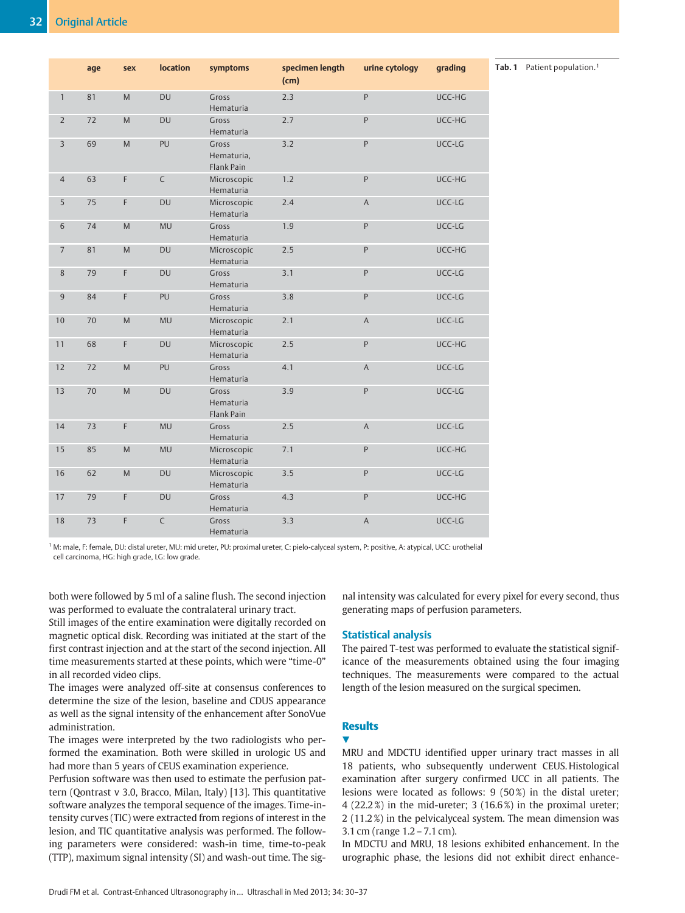**Tab. 1** Patient population.[1]

|  | age | sex | location | symptoms | specimen length (cm) | urine cytology | grading |
|---|---|---|---|---|---|---|---|
| 1 | 81 | M | DU | Gross Hematuria | 2.3 | P | UCC-HG |
| 2 | 72 | M | DU | Gross Hematuria | 2.7 | P | UCC-HG |
| 3 | 69 | M | PU | Gross Hematuria, Flank Pain | 3.2 | P | UCC-LG |
| 4 | 63 | F | C | Microscopic Hematuria | 1.2 | P | UCC-HG |
| 5 | 75 | F | DU | Microscopic Hematuria | 2.4 | A | UCC-LG |
| 6 | 74 | M | MU | Gross Hematuria | 1.9 | P | UCC-LG |
| 7 | 81 | M | DU | Microscopic Hematuria | 2.5 | P | UCC-HG |
| 8 | 79 | F | DU | Gross Hematuria | 3.1 | P | UCC-LG |
| 9 | 84 | F | PU | Gross Hematuria | 3.8 | P | UCC-LG |
| 10 | 70 | M | MU | Microscopic Hematuria | 2.1 | A | UCC-LG |
| 11 | 68 | F | DU | Microscopic Hematuria | 2.5 | P | UCC-HG |
| 12 | 72 | M | PU | Gross Hematuria | 4.1 | A | UCC-LG |
| 13 | 70 | M | DU | Gross Hematuria Flank Pain | 3.9 | P | UCC-LG |
| 14 | 73 | F | MU | Gross Hematuria | 2.5 | A | UCC-LG |
| 15 | 85 | M | MU | Microscopic Hematuria | 7.1 | P | UCC-HG |
| 16 | 62 | M | DU | Microscopic Hematuria | 3.5 | P | UCC-LG |
| 17 | 79 | F | DU | Gross Hematuria | 4.3 | P | UCC-HG |
| 18 | 73 | F | C | Gross Hematuria | 3.3 | A | UCC-LG |

[1] M: male, F: female, DU: distal ureter, MU: mid ureter, PU: proximal ureter, C: pielo-calyceal system, P: positive, A: atypical, UCC: urothelial cell carcinoma, HG: high grade, LG: low grade.

both were followed by 5 ml of a saline flush. The second injection was performed to evaluate the contralateral urinary tract.

Still images of the entire examination were digitally recorded on magnetic optical disk. Recording was initiated at the start of the first contrast injection and at the start of the second injection. All time measurements started at these points, which were "time-0" in all recorded video clips.

The images were analyzed off-site at consensus conferences to determine the size of the lesion, baseline and CDUS appearance as well as the signal intensity of the enhancement after SonoVue administration.

The images were interpreted by the two radiologists who performed the examination. Both were skilled in urologic US and had more than 5 years of CEUS examination experience.

Perfusion software was then used to estimate the perfusion pattern (Qontrast v 3.0, Bracco, Milan, Italy) [13]. This quantitative software analyzes the temporal sequence of the images. Time-intensity curves (TIC) were extracted from regions of interest in the lesion, and TIC quantitative analysis was performed. The following parameters were considered: wash-in time, time-to-peak (TTP), maximum signal intensity (SI) and wash-out time. The signal intensity was calculated for every pixel for every second, thus generating maps of perfusion parameters.

## Statistical analysis

The paired T-test was performed to evaluate the statistical significance of the measurements obtained using the four imaging techniques. The measurements were compared to the actual length of the lesion measured on the surgical specimen.

## Results

MRU and MDCTU identified upper urinary tract masses in all 18 patients, who subsequently underwent CEUS. Histological examination after surgery confirmed UCC in all patients. The lesions were located as follows: 9 (50 %) in the distal ureter; 4 (22.2 %) in the mid-ureter; 3 (16.6 %) in the proximal ureter; 2 (11.2 %) in the pelvicalyceal system. The mean dimension was 3.1 cm (range 1.2 – 7.1 cm).

In MDCTU and MRU, 18 lesions exhibited enhancement. In the urographic phase, the lesions did not exhibit direct enhance-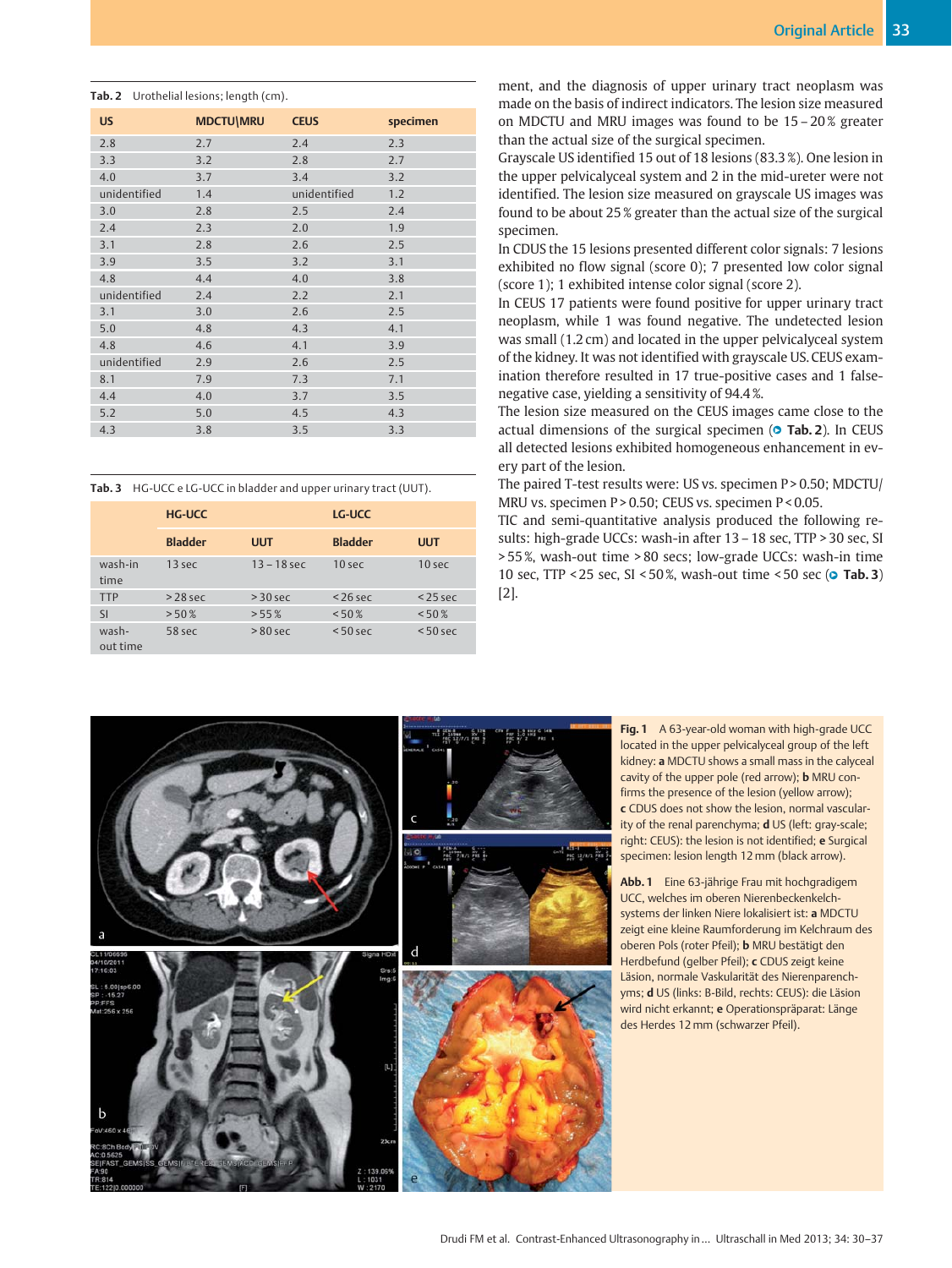**Tab. 2** Urothelial lesions; length (cm).

| US | MDCTU\MRU | CEUS | specimen |
|---|---|---|---|
| 2.8 | 2.7 | 2.4 | 2.3 |
| 3.3 | 3.2 | 2.8 | 2.7 |
| 4.0 | 3.7 | 3.4 | 3.2 |
| unidentified | 1.4 | unidentified | 1.2 |
| 3.0 | 2.8 | 2.5 | 2.4 |
| 2.4 | 2.3 | 2.0 | 1.9 |
| 3.1 | 2.8 | 2.6 | 2.5 |
| 3.9 | 3.5 | 3.2 | 3.1 |
| 4.8 | 4.4 | 4.0 | 3.8 |
| unidentified | 2.4 | 2.2 | 2.1 |
| 3.1 | 3.0 | 2.6 | 2.5 |
| 5.0 | 4.8 | 4.3 | 4.1 |
| 4.8 | 4.6 | 4.1 | 3.9 |
| unidentified | 2.9 | 2.6 | 2.5 |
| 8.1 | 7.9 | 7.3 | 7.1 |
| 4.4 | 4.0 | 3.7 | 3.5 |
| 5.2 | 5.0 | 4.5 | 4.3 |
| 4.3 | 3.8 | 3.5 | 3.3 |

**Tab. 3** HG-UCC e LG-UCC in bladder and upper urinary tract (UUT).

| | HG-UCC | | LG-UCC | |
|---|---|---|---|---|
| | **Bladder** | **UUT** | **Bladder** | **UUT** |
| wash-in time | 13 sec | 13 – 18 sec | 10 sec | 10 sec |
| TTP | > 28 sec | > 30 sec | < 26 sec | < 25 sec |
| SI | > 50 % | > 55 % | < 50 % | < 50 % |
| wash-out time | 58 sec | > 80 sec | < 50 sec | < 50 sec |

ment, and the diagnosis of upper urinary tract neoplasm was made on the basis of indirect indicators. The lesion size measured on MDCTU and MRU images was found to be 15 – 20 % greater than the actual size of the surgical specimen.

Grayscale US identified 15 out of 18 lesions (83.3 %). One lesion in the upper pelvicalyceal system and 2 in the mid-ureter were not identified. The lesion size measured on grayscale US images was found to be about 25 % greater than the actual size of the surgical specimen.

In CDUS the 15 lesions presented different color signals: 7 lesions exhibited no flow signal (score 0); 7 presented low color signal (score 1); 1 exhibited intense color signal (score 2).

In CEUS 17 patients were found positive for upper urinary tract neoplasm, while 1 was found negative. The undetected lesion was small (1.2 cm) and located in the upper pelvicalyceal system of the kidney. It was not identified with grayscale US. CEUS examination therefore resulted in 17 true-positive cases and 1 false-negative case, yielding a sensitivity of 94.4 %.

The lesion size measured on the CEUS images came close to the actual dimensions of the surgical specimen (**Tab. 2**). In CEUS all detected lesions exhibited homogeneous enhancement in every part of the lesion.

The paired T-test results were: US vs. specimen $P > 0.50$; MDCTU/MRU vs. specimen $P > 0.50$; CEUS vs. specimen $P < 0.05$.

TIC and semi-quantitative analysis produced the following results: high-grade UCCs: wash-in after 13 – 18 sec, TTP > 30 sec, SI > 55 %, wash-out time > 80 secs; low-grade UCCs: wash-in time 10 sec, TTP < 25 sec, SI < 50 %, wash-out time < 50 sec (**Tab. 3**) [2].

**Fig. 1** A 63-year-old woman with high-grade UCC located in the upper pelvicalyceal group of the left kidney: **a** MDCTU shows a small mass in the calyceal cavity of the upper pole (red arrow); **b** MRU confirms the presence of the lesion (yellow arrow); **c** CDUS does not show the lesion, normal vascularity of the renal parenchyma; **d** US (left: gray-scale; right: CEUS): the lesion is not identified; **e** Surgical specimen: lesion length 12 mm (black arrow).

**Abb. 1** Eine 63-jährige Frau mit hochgradigem UCC, welches im oberen Nierenbeckenkelchsystems der linken Niere lokalisiert ist: **a** MDCTU zeigt eine kleine Raumforderung im Kelchraum des oberen Pols (roter Pfeil); **b** MRU bestätigt den Herdbefund (gelber Pfeil); **c** CDUS zeigt keine Läsion, normale Vaskularität des Nierenparenchyms; **d** US (links: B-Bild, rechts: CEUS): die Läsion wird nicht erkannt; **e** Operationspräparat: Länge des Herdes 12 mm (schwarzer Pfeil).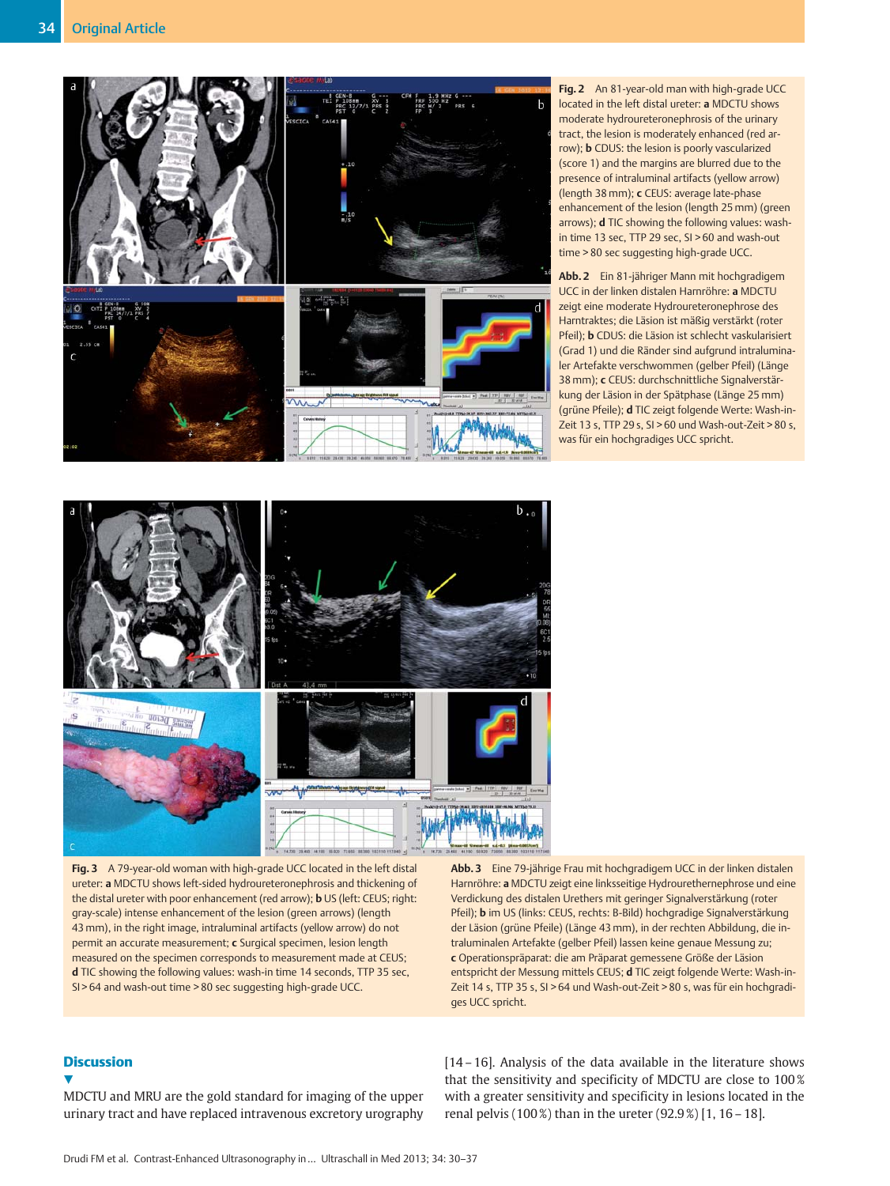**Fig. 2** An 81-year-old man with high-grade UCC located in the left distal ureter: **a** MDCTU shows moderate hydroureteronephrosis of the urinary tract, the lesion is moderately enhanced (red arrow); **b** CDUS: the lesion is poorly vascularized (score 1) and the margins are blurred due to the presence of intraluminal artifacts (yellow arrow) (length 38 mm); **c** CEUS: average late-phase enhancement of the lesion (length 25 mm) (green arrows); **d** TIC showing the following values: wash-in time 13 sec, TTP 29 sec, SI > 60 and wash-out time > 80 sec suggesting high-grade UCC.

**Abb. 2** Ein 81-jähriger Mann mit hochgradigem UCC in der linken distalen Harnröhre: **a** MDCTU zeigt eine moderate Hydroureteronephrose des Harntraktes; die Läsion ist mäßig verstärkt (roter Pfeil); **b** CDUS: die Läsion ist schlecht vaskularisiert (Grad 1) und die Ränder sind aufgrund intraluminaler Artefakte verschwommen (gelber Pfeil) (Länge 38 mm); **c** CEUS: durchschnittliche Signalverstärkung der Läsion in der Spätphase (Länge 25 mm) (grüne Pfeile); **d** TIC zeigt folgende Werte: Wash-in-Zeit 13 s, TTP 29 s, SI > 60 und Wash-out-Zeit > 80 s, was für ein hochgradiges UCC spricht.

**Fig. 3** A 79-year-old woman with high-grade UCC located in the left distal ureter: **a** MDCTU shows left-sided hydroureteronephrosis and thickening of the distal ureter with poor enhancement (red arrow); **b** US (left: CEUS; right: gray-scale) intense enhancement of the lesion (green arrows) (length 43 mm), in the right image, intraluminal artifacts (yellow arrow) do not permit an accurate measurement; **c** Surgical specimen, lesion length measured on the specimen corresponds to measurement made at CEUS; **d** TIC showing the following values: wash-in time 14 seconds, TTP 35 sec, SI > 64 and wash-out time > 80 sec suggesting high-grade UCC.

**Abb. 3** Eine 79-jährige Frau mit hochgradigem UCC in der linken distalen Harnröhre: **a** MDCTU zeigt eine linksseitige Hydrourethernephrose und eine Verdickung des distalen Urethers mit geringer Signalverstärkung (roter Pfeil); **b** im US (links: CEUS, rechts: B-Bild) hochgradige Signalverstärkung der Läsion (grüne Pfeile) (Länge 43 mm), in der rechten Abbildung, die intraluminalen Artefakte (gelber Pfeil) lassen keine genaue Messung zu; **c** Operationspräparat: die am Präparat gemessene Größe der Läsion entspricht der Messung mittels CEUS; **d** TIC zeigt folgende Werte: Wash-in-Zeit 14 s, TTP 35 s, SI > 64 und Wash-out-Zeit > 80 s, was für ein hochgradiges UCC spricht.

## Discussion

MDCTU and MRU are the gold standard for imaging of the upper urinary tract and have replaced intravenous excretory urography [14 – 16]. Analysis of the data available in the literature shows that the sensitivity and specificity of MDCTU are close to 100 % with a greater sensitivity and specificity in lesions located in the renal pelvis (100 %) than in the ureter (92.9 %) [1, 16 – 18].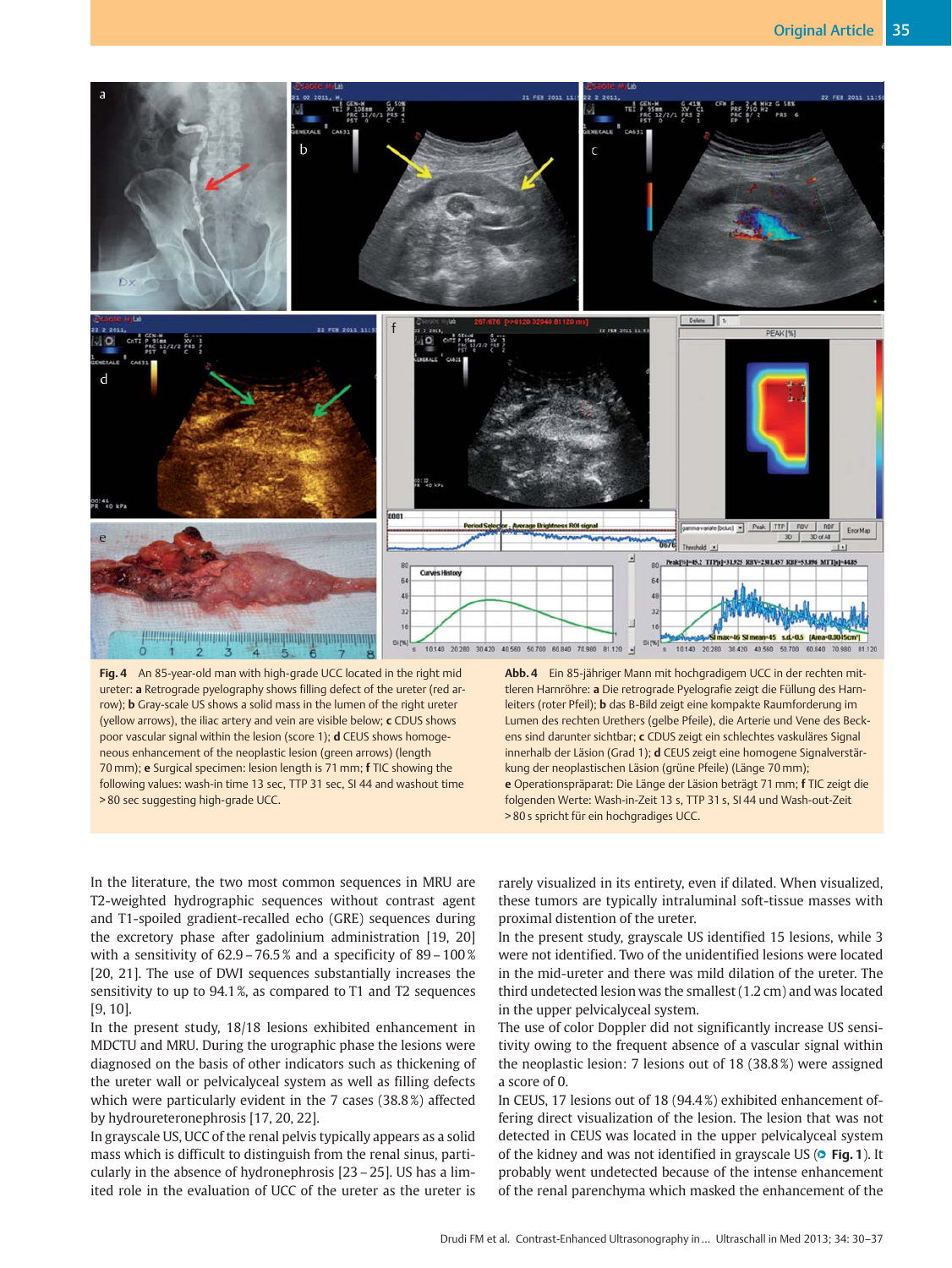**Fig. 4** An 85-year-old man with high-grade UCC located in the right mid ureter: **a** Retrograde pyelography shows filling defect of the ureter (red arrow); **b** Gray-scale US shows a solid mass in the lumen of the right ureter (yellow arrows), the iliac artery and vein are visible below; **c** CDUS shows poor vascular signal within the lesion (score 1); **d** CEUS shows homogeneous enhancement of the neoplastic lesion (green arrows) (length 70 mm); **e** Surgical specimen: lesion length is 71 mm; **f** TIC showing the following values: wash-in time 13 sec, TTP 31 sec, SI 44 and washout time > 80 sec suggesting high-grade UCC.

**Abb. 4** Ein 85-jähriger Mann mit hochgradigem UCC in der rechten mittleren Harnröhre: **a** Die retrograde Pyelografie zeigt die Füllung des Harnleiters (roter Pfeil); **b** das B-Bild zeigt eine kompakte Raumforderung im Lumen des rechten Urethers (gelbe Pfeile), die Arterie und Vene des Beckens sind darunter sichtbar; **c** CDUS zeigt ein schlechtes vaskuläres Signal innerhalb der Läsion (Grad 1); **d** CEUS zeigt eine homogene Signalverstärkung der neoplastischen Läsion (grüne Pfeile) (Länge 70 mm); **e** Operationspräparat: Die Länge der Läsion beträgt 71 mm; **f** TIC zeigt die folgenden Werte: Wash-in-Zeit 13 s, TTP 31 s, SI 44 und Wash-out-Zeit > 80 s spricht für ein hochgradiges UCC.

In the literature, the two most common sequences in MRU are T2-weighted hydrographic sequences without contrast agent and T1-spoiled gradient-recalled echo (GRE) sequences during the excretory phase after gadolinium administration [19, 20] with a sensitivity of 62.9 – 76.5 % and a specificity of 89 – 100 % [20, 21]. The use of DWI sequences substantially increases the sensitivity to up to 94.1 %, as compared to T1 and T2 sequences [9, 10].

In the present study, 18/18 lesions exhibited enhancement in MDCTU and MRU. During the urographic phase the lesions were diagnosed on the basis of other indicators such as thickening of the ureter wall or pelvicalyceal system as well as filling defects which were particularly evident in the 7 cases (38.8 %) affected by hydroureteronephrosis [17, 20, 22].

In grayscale US, UCC of the renal pelvis typically appears as a solid mass which is difficult to distinguish from the renal sinus, particularly in the absence of hydronephrosis [23 – 25]. US has a limited role in the evaluation of UCC of the ureter as the ureter is rarely visualized in its entirety, even if dilated. When visualized, these tumors are typically intraluminal soft-tissue masses with proximal distention of the ureter.

In the present study, grayscale US identified 15 lesions, while 3 were not identified. Two of the unidentified lesions were located in the mid-ureter and there was mild dilation of the ureter. The third undetected lesion was the smallest (1.2 cm) and was located in the upper pelvicalyceal system.

The use of color Doppler did not significantly increase US sensitivity owing to the frequent absence of a vascular signal within the neoplastic lesion: 7 lesions out of 18 (38.8 %) were assigned a score of 0.

In CEUS, 17 lesions out of 18 (94.4 %) exhibited enhancement offering direct visualization of the lesion. The lesion that was not detected in CEUS was located in the upper pelvicalyceal system of the kidney and was not identified in grayscale US (**Fig. 1**). It probably went undetected because of the intense enhancement of the renal parenchyma which masked the enhancement of the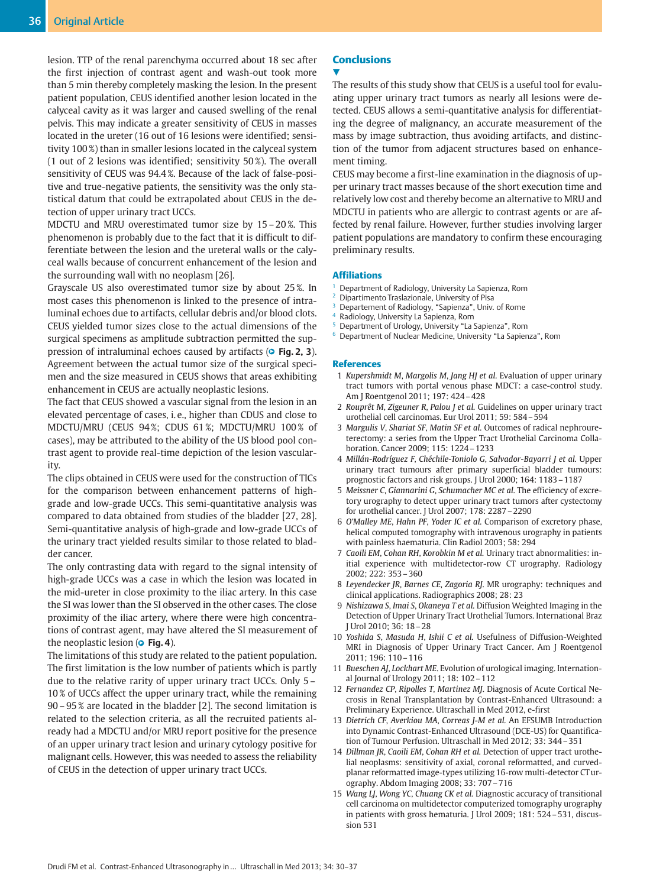lesion. TTP of the renal parenchyma occurred about 18 sec after the first injection of contrast agent and wash-out took more than 5 min thereby completely masking the lesion. In the present patient population, CEUS identified another lesion located in the calyceal cavity as it was larger and caused swelling of the renal pelvis. This may indicate a greater sensitivity of CEUS in masses located in the ureter (16 out of 16 lesions were identified; sensitivity 100 %) than in smaller lesions located in the calyceal system (1 out of 2 lesions was identified; sensitivity 50 %). The overall sensitivity of CEUS was 94.4 %. Because of the lack of false-positive and true-negative patients, the sensitivity was the only statistical datum that could be extrapolated about CEUS in the detection of upper urinary tract UCCs.

MDCTU and MRU overestimated tumor size by 15 – 20 %. This phenomenon is probably due to the fact that it is difficult to differentiate between the lesion and the ureteral walls or the calyceal walls because of concurrent enhancement of the lesion and the surrounding wall with no neoplasm [26].

Grayscale US also overestimated tumor size by about 25 %. In most cases this phenomenon is linked to the presence of intraluminal echoes due to artifacts, cellular debris and/or blood clots. CEUS yielded tumor sizes close to the actual dimensions of the surgical specimens as amplitude subtraction permitted the suppression of intraluminal echoes caused by artifacts (**Fig. 2, 3**). Agreement between the actual tumor size of the surgical specimen and the size measured in CEUS shows that areas exhibiting enhancement in CEUS are actually neoplastic lesions.

The fact that CEUS showed a vascular signal from the lesion in an elevated percentage of cases, i. e., higher than CDUS and close to MDCTU/MRU (CEUS 94 %; CDUS 61 %; MDCTU/MRU 100 % of cases), may be attributed to the ability of the US blood pool contrast agent to provide real-time depiction of the lesion vascularity.

The clips obtained in CEUS were used for the construction of TICs for the comparison between enhancement patterns of high-grade and low-grade UCCs. This semi-quantitative analysis was compared to data obtained from studies of the bladder [27, 28]. Semi-quantitative analysis of high-grade and low-grade UCCs of the urinary tract yielded results similar to those related to bladder cancer.

The only contrasting data with regard to the signal intensity of high-grade UCCs was a case in which the lesion was located in the mid-ureter in close proximity to the iliac artery. In this case the SI was lower than the SI observed in the other cases. The close proximity of the iliac artery, where there were high concentrations of contrast agent, may have altered the SI measurement of the neoplastic lesion (**Fig. 4**).

The limitations of this study are related to the patient population. The first limitation is the low number of patients which is partly due to the relative rarity of upper urinary tract UCCs. Only 5 – 10 % of UCCs affect the upper urinary tract, while the remaining 90 – 95 % are located in the bladder [2]. The second limitation is related to the selection criteria, as all the recruited patients already had a MDCTU and/or MRU report positive for the presence of an upper urinary tract lesion and urinary cytology positive for malignant cells. However, this was needed to assess the reliability of CEUS in the detection of upper urinary tract UCCs.

## Conclusions

The results of this study show that CEUS is a useful tool for evaluating upper urinary tract tumors as nearly all lesions were detected. CEUS allows a semi-quantitative analysis for differentiating the degree of malignancy, an accurate measurement of the mass by image subtraction, thus avoiding artifacts, and distinction of the tumor from adjacent structures based on enhancement timing.

CEUS may become a first-line examination in the diagnosis of upper urinary tract masses because of the short execution time and relatively low cost and thereby become an alternative to MRU and MDCTU in patients who are allergic to contrast agents or are affected by renal failure. However, further studies involving larger patient populations are mandatory to confirm these encouraging preliminary results.

## Affiliations

1. Department of Radiology, University La Sapienza, Rom
2. Dipartimento Traslazionale, University of Pisa
3. Departement of Radiology, "Sapienza", Univ. of Rome
4. Radiology, University La Sapienza, Rom
5. Department of Urology, University "La Sapienza", Rom
6. Department of Nuclear Medicine, University "La Sapienza", Rom

## References

1. *Kupershmidt M, Margolis M, Jang HJ et al.* Evaluation of upper urinary tract tumors with portal venous phase MDCT: a case-control study. Am J Roentgenol 2011; 197: 424 – 428
2. *Rouprêt M, Zigeuner R, Palou J et al.* Guidelines on upper urinary tract urothelial cell carcinomas. Eur Urol 2011; 59: 584 – 594
3. *Margulis V, Shariat SF, Matin SF et al.* Outcomes of radical nephroureterectomy: a series from the Upper Tract Urothelial Carcinoma Collaboration. Cancer 2009; 115: 1224 – 1233
4. *Millán-Rodríguez F, Chéchile-Toniolo G, Salvador-Bayarri J et al.* Upper urinary tract tumours after primary superficial bladder tumours: prognostic factors and risk groups. J Urol 2000; 164: 1183 – 1187
5. *Meissner C, Giannarini G, Schumacher MC et al.* The efficiency of excretory urography to detect upper urinary tract tumors after cystectomy for urothelial cancer. J Urol 2007; 178: 2287 – 2290
6. *O'Malley ME, Hahn PF, Yoder IC et al.* Comparison of excretory phase, helical computed tomography with intravenous urography in patients with painless haematuria. Clin Radiol 2003; 58: 294
7. *Caoili EM, Cohan RH, Korobkin M et al.* Urinary tract abnormalities: initial experience with multidetector-row CT urography. Radiology 2002; 222: 353 – 360
8. *Leyendecker JR, Barnes CE, Zagoria RJ.* MR urography: techniques and clinical applications. Radiographics 2008; 28: 23
9. *Nishizawa S, Imai S, Okaneya T et al.* Diffusion Weighted Imaging in the Detection of Upper Urinary Tract Urothelial Tumors. International Braz J Urol 2010; 36: 18 – 28
10. *Yoshida S, Masuda H, Ishii C et al.* Usefulness of Diffusion-Weighted MRI in Diagnosis of Upper Urinary Tract Cancer. Am J Roentgenol 2011; 196: 110 – 116
11. *Bueschen AJ, Lockhart ME.* Evolution of urological imaging. International Journal of Urology 2011; 18: 102 – 112
12. *Fernandez CP, Ripolles T, Martinez MJ.* Diagnosis of Acute Cortical Necrosis in Renal Transplantation by Contrast-Enhanced Ultrasound: a Preliminary Experience. Ultraschall in Med 2012, e-first
13. *Dietrich CF, Averkiou MA, Correas J-M et al.* An EFSUMB Introduction into Dynamic Contrast-Enhanced Ultrasound (DCE-US) for Quantification of Tumour Perfusion. Ultraschall in Med 2012; 33: 344 – 351
14. *Dillman JR, Caoili EM, Cohan RH et al.* Detection of upper tract urothelial neoplasms: sensitivity of axial, coronal reformatted, and curved-planar reformatted image-types utilizing 16-row multi-detector CT urography. Abdom Imaging 2008; 33: 707 – 716
15. *Wang LJ, Wong YC, Chuang CK et al.* Diagnostic accuracy of transitional cell carcinoma on multidetector computerized tomography urography in patients with gross hematuria. J Urol 2009; 181: 524 – 531, discussion 531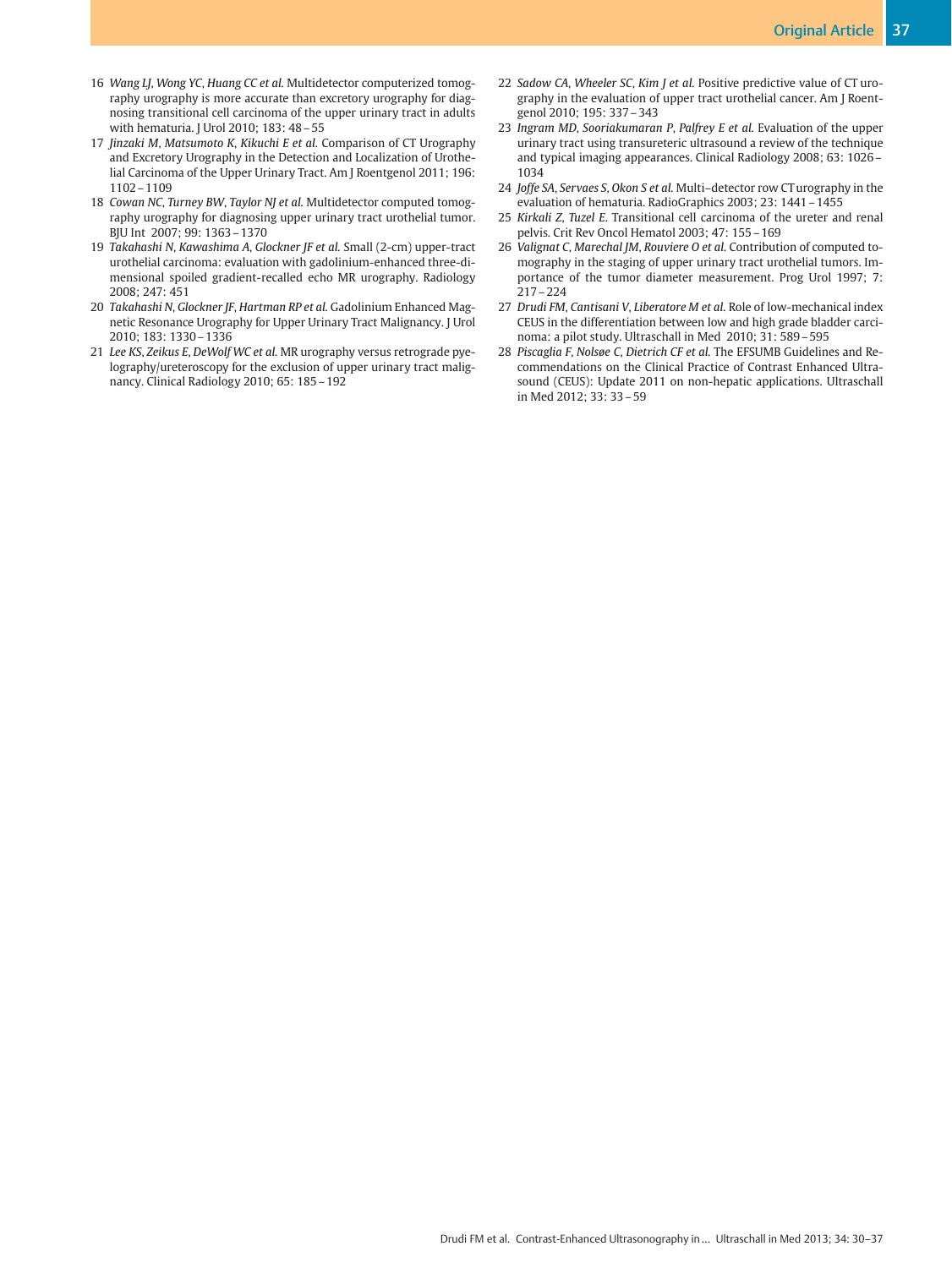16 *Wang LJ, Wong YC, Huang CC et al.* Multidetector computerized tomography urography is more accurate than excretory urography for diagnosing transitional cell carcinoma of the upper urinary tract in adults with hematuria. J Urol 2010; 183: 48 – 55

17 *Jinzaki M, Matsumoto K, Kikuchi E et al.* Comparison of CT Urography and Excretory Urography in the Detection and Localization of Urothelial Carcinoma of the Upper Urinary Tract. Am J Roentgenol 2011; 196: 1102 – 1109

18 *Cowan NC, Turney BW, Taylor NJ et al.* Multidetector computed tomography urography for diagnosing upper urinary tract urothelial tumor. BJU Int 2007; 99: 1363 – 1370

19 *Takahashi N, Kawashima A, Glockner JF et al.* Small (2-cm) upper-tract urothelial carcinoma: evaluation with gadolinium-enhanced three-dimensional spoiled gradient-recalled echo MR urography. Radiology 2008; 247: 451

20 *Takahashi N, Glockner JF, Hartman RP et al.* Gadolinium Enhanced Magnetic Resonance Urography for Upper Urinary Tract Malignancy. J Urol 2010; 183: 1330 – 1336

21 *Lee KS, Zeikus E, DeWolf WC et al.* MR urography versus retrograde pyelography/ureteroscopy for the exclusion of upper urinary tract malignancy. Clinical Radiology 2010; 65: 185 – 192

22 *Sadow CA, Wheeler SC, Kim J et al.* Positive predictive value of CT urography in the evaluation of upper tract urothelial cancer. Am J Roentgenol 2010; 195: 337 – 343

23 *Ingram MD, Sooriakumaran P, Palfrey E et al.* Evaluation of the upper urinary tract using transureteric ultrasound a review of the technique and typical imaging appearances. Clinical Radiology 2008; 63: 1026 – 1034

24 *Joffe SA, Servaes S, Okon S et al.* Multi–detector row CT urography in the evaluation of hematuria. RadioGraphics 2003; 23: 1441 – 1455

25 *Kirkali Z, Tuzel E.* Transitional cell carcinoma of the ureter and renal pelvis. Crit Rev Oncol Hematol 2003; 47: 155 – 169

26 *Valignat C, Marechal JM, Rouviere O et al.* Contribution of computed tomography in the staging of upper urinary tract urothelial tumors. Importance of the tumor diameter measurement. Prog Urol 1997; 7: 217 – 224

27 *Drudi FM, Cantisani V, Liberatore M et al.* Role of low-mechanical index CEUS in the differentiation between low and high grade bladder carcinoma: a pilot study. Ultraschall in Med 2010; 31: 589 – 595

28 *Piscaglia F, Nolsøe C, Dietrich CF et al.* The EFSUMB Guidelines and Recommendations on the Clinical Practice of Contrast Enhanced Ultrasound (CEUS): Update 2011 on non-hepatic applications. Ultraschall in Med 2012; 33: 33 – 59